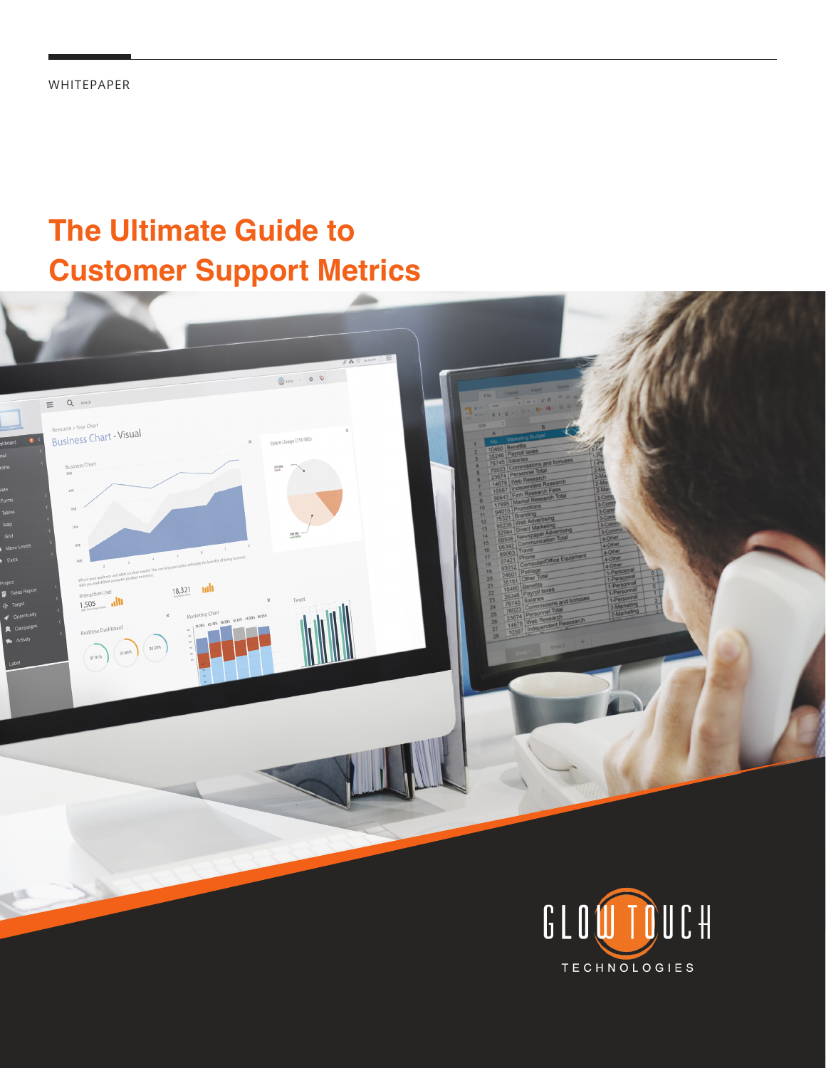WHITEPAPER

# The Ultimate Guide to Customer Support Metrics

GLOWTOUCH TECHNOLOGIES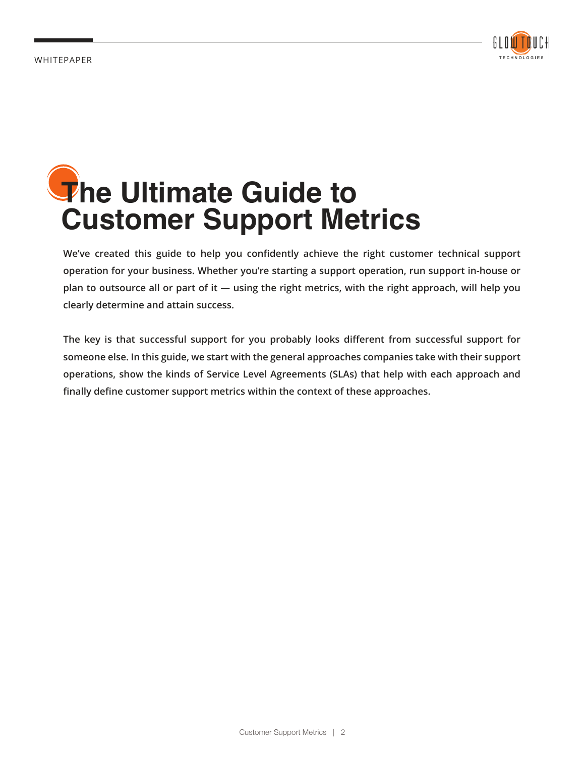WHITEPAPER

# The Ultimate Guide to Customer Support Metrics

**We've created this guide to help you confidently achieve the right customer technical support operation for your business. Whether you're starting a support operation, run support in-house or plan to outsource all or part of it — using the right metrics, with the right approach, will help you clearly determine and attain success.**

**The key is that successful support for you probably looks different from successful support for someone else. In this guide, we start with the general approaches companies take with their support operations, show the kinds of Service Level Agreements (SLAs) that help with each approach and finally define customer support metrics within the context of these approaches.**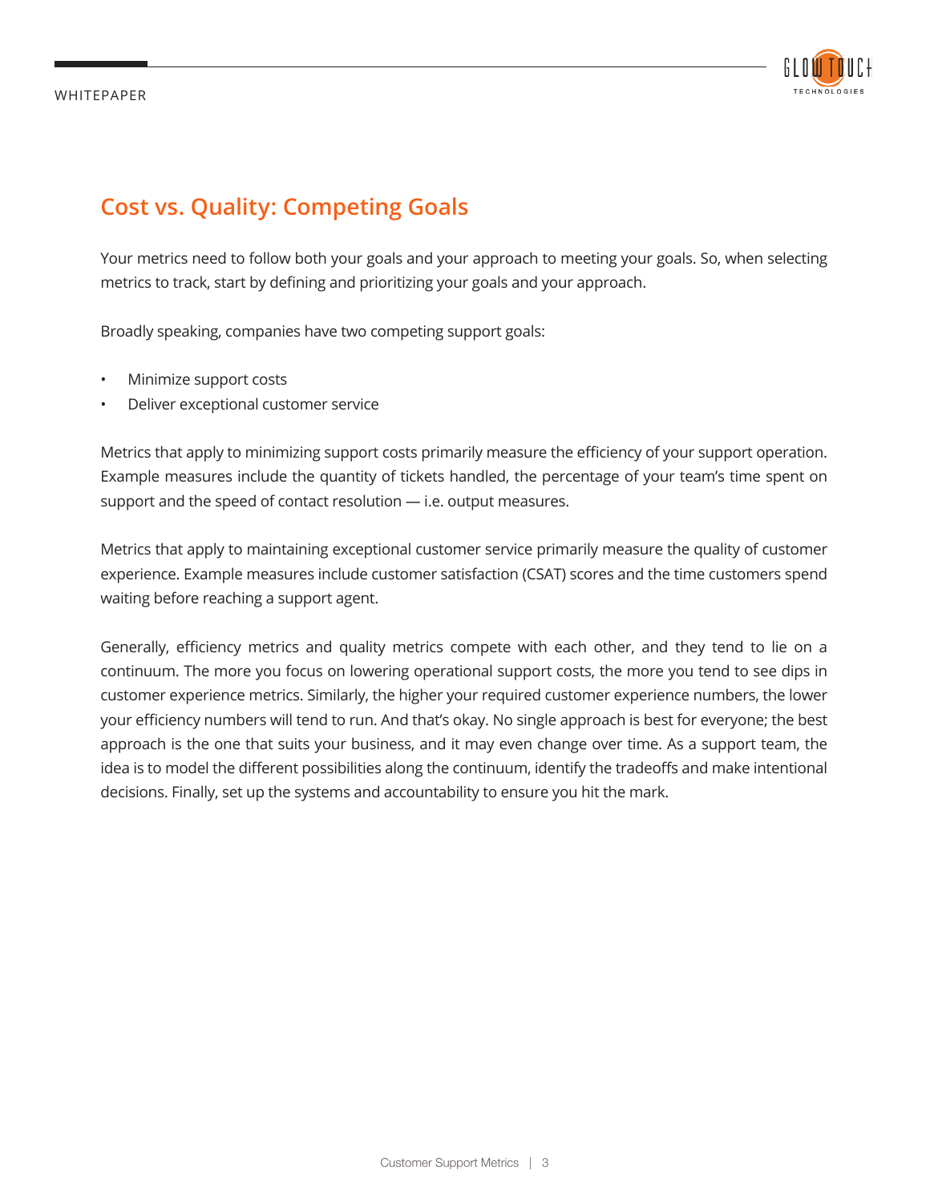## Cost vs. Quality: Competing Goals

Your metrics need to follow both your goals and your approach to meeting your goals. So, when selecting metrics to track, start by defining and prioritizing your goals and your approach.

Broadly speaking, companies have two competing support goals:

- Minimize support costs
- Deliver exceptional customer service

Metrics that apply to minimizing support costs primarily measure the efficiency of your support operation. Example measures include the quantity of tickets handled, the percentage of your team's time spent on support and the speed of contact resolution — i.e. output measures.

Metrics that apply to maintaining exceptional customer service primarily measure the quality of customer experience. Example measures include customer satisfaction (CSAT) scores and the time customers spend waiting before reaching a support agent.

Generally, efficiency metrics and quality metrics compete with each other, and they tend to lie on a continuum. The more you focus on lowering operational support costs, the more you tend to see dips in customer experience metrics. Similarly, the higher your required customer experience numbers, the lower your efficiency numbers will tend to run. And that's okay. No single approach is best for everyone; the best approach is the one that suits your business, and it may even change over time. As a support team, the idea is to model the different possibilities along the continuum, identify the tradeoffs and make intentional decisions. Finally, set up the systems and accountability to ensure you hit the mark.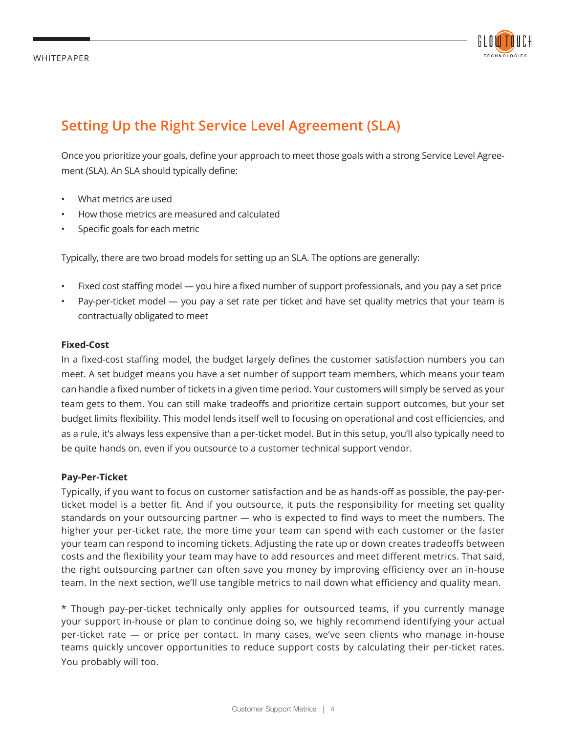## Setting Up the Right Service Level Agreement (SLA)

Once you prioritize your goals, define your approach to meet those goals with a strong Service Level Agreement (SLA). An SLA should typically define:

- What metrics are used
- How those metrics are measured and calculated
- Specific goals for each metric

Typically, there are two broad models for setting up an SLA. The options are generally:

- Fixed cost staffing model — you hire a fixed number of support professionals, and you pay a set price
- Pay-per-ticket model — you pay a set rate per ticket and have set quality metrics that your team is contractually obligated to meet

**Fixed-Cost**

In a fixed-cost staffing model, the budget largely defines the customer satisfaction numbers you can meet. A set budget means you have a set number of support team members, which means your team can handle a fixed number of tickets in a given time period. Your customers will simply be served as your team gets to them. You can still make tradeoffs and prioritize certain support outcomes, but your set budget limits flexibility. This model lends itself well to focusing on operational and cost efficiencies, and as a rule, it's always less expensive than a per-ticket model. But in this setup, you'll also typically need to be quite hands on, even if you outsource to a customer technical support vendor.

**Pay-Per-Ticket**

Typically, if you want to focus on customer satisfaction and be as hands-off as possible, the pay-per-ticket model is a better fit. And if you outsource, it puts the responsibility for meeting set quality standards on your outsourcing partner — who is expected to find ways to meet the numbers. The higher your per-ticket rate, the more time your team can spend with each customer or the faster your team can respond to incoming tickets. Adjusting the rate up or down creates tradeoffs between costs and the flexibility your team may have to add resources and meet different metrics. That said, the right outsourcing partner can often save you money by improving efficiency over an in-house team. In the next section, we'll use tangible metrics to nail down what efficiency and quality mean.

* Though pay-per-ticket technically only applies for outsourced teams, if you currently manage your support in-house or plan to continue doing so, we highly recommend identifying your actual per-ticket rate — or price per contact. In many cases, we've seen clients who manage in-house teams quickly uncover opportunities to reduce support costs by calculating their per-ticket rates. You probably will too.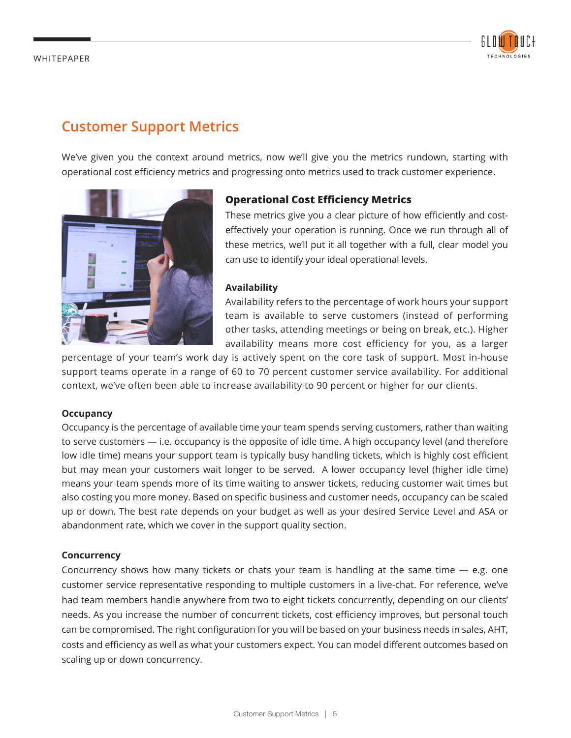# Customer Support Metrics

We've given you the context around metrics, now we'll give you the metrics rundown, starting with operational cost efficiency metrics and progressing onto metrics used to track customer experience.

## Operational Cost Efficiency Metrics

These metrics give you a clear picture of how efficiently and cost-effectively your operation is running. Once we run through all of these metrics, we'll put it all together with a full, clear model you can use to identify your ideal operational levels.

### Availability

Availability refers to the percentage of work hours your support team is available to serve customers (instead of performing other tasks, attending meetings or being on break, etc.). Higher availability means more cost efficiency for you, as a larger percentage of your team's work day is actively spent on the core task of support. Most in-house support teams operate in a range of 60 to 70 percent customer service availability. For additional context, we've often been able to increase availability to 90 percent or higher for our clients.

### Occupancy

Occupancy is the percentage of available time your team spends serving customers, rather than waiting to serve customers — i.e. occupancy is the opposite of idle time. A high occupancy level (and therefore low idle time) means your support team is typically busy handling tickets, which is highly cost efficient but may mean your customers wait longer to be served. A lower occupancy level (higher idle time) means your team spends more of its time waiting to answer tickets, reducing customer wait times but also costing you more money. Based on specific business and customer needs, occupancy can be scaled up or down. The best rate depends on your budget as well as your desired Service Level and ASA or abandonment rate, which we cover in the support quality section.

### Concurrency

Concurrency shows how many tickets or chats your team is handling at the same time — e.g. one customer service representative responding to multiple customers in a live-chat. For reference, we've had team members handle anywhere from two to eight tickets concurrently, depending on our clients' needs. As you increase the number of concurrent tickets, cost efficiency improves, but personal touch can be compromised. The right configuration for you will be based on your business needs in sales, AHT, costs and efficiency as well as what your customers expect. You can model different outcomes based on scaling up or down concurrency.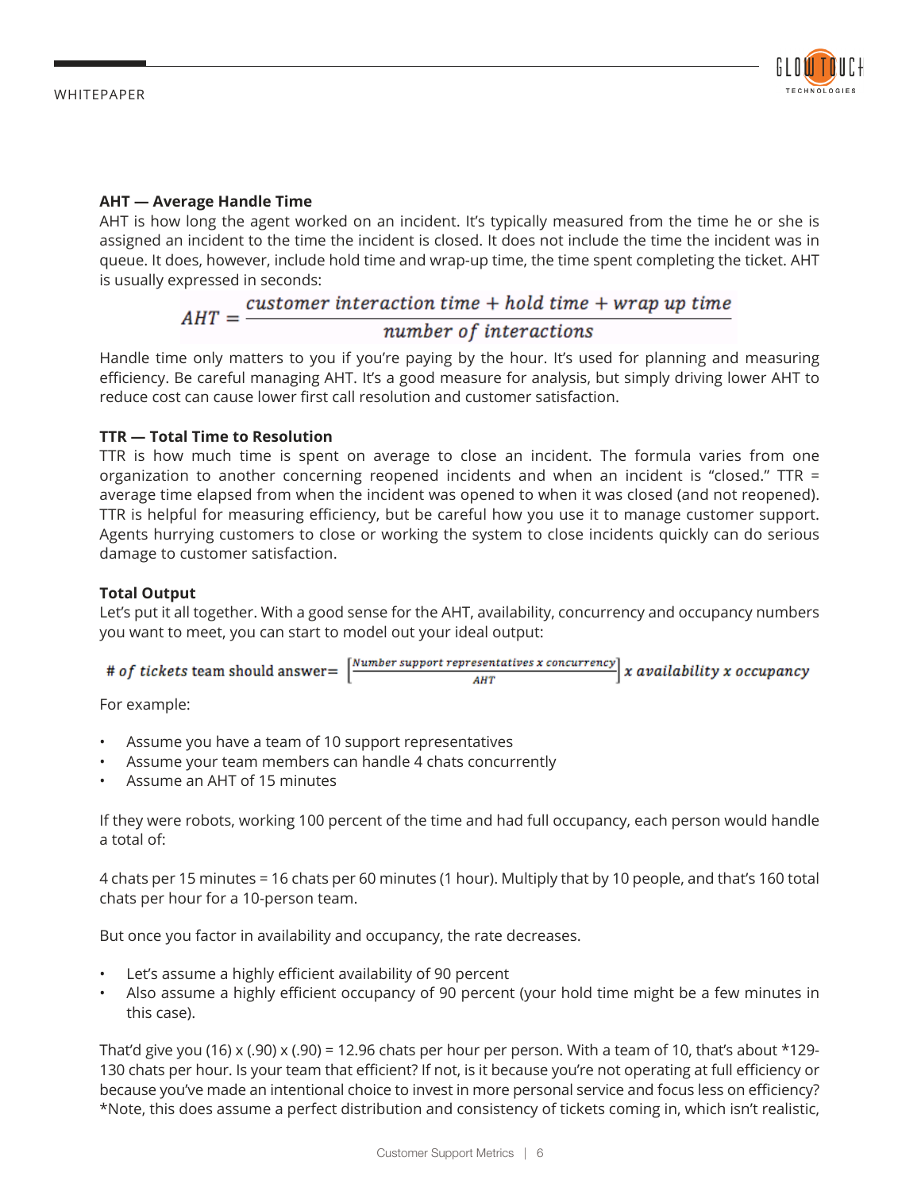**AHT — Average Handle Time**

AHT is how long the agent worked on an incident. It's typically measured from the time he or she is assigned an incident to the time the incident is closed. It does not include the time the incident was in queue. It does, however, include hold time and wrap-up time, the time spent completing the ticket. AHT is usually expressed in seconds:

$$AHT = \frac{customer\ interaction\ time + hold\ time + wrap\ up\ time}{number\ of\ interactions}$$

Handle time only matters to you if you're paying by the hour. It's used for planning and measuring efficiency. Be careful managing AHT. It's a good measure for analysis, but simply driving lower AHT to reduce cost can cause lower first call resolution and customer satisfaction.

**TTR — Total Time to Resolution**

TTR is how much time is spent on average to close an incident. The formula varies from one organization to another concerning reopened incidents and when an incident is "closed." TTR = average time elapsed from when the incident was opened to when it was closed (and not reopened). TTR is helpful for measuring efficiency, but be careful how you use it to manage customer support. Agents hurrying customers to close or working the system to close incidents quickly can do serious damage to customer satisfaction.

**Total Output**

Let's put it all together. With a good sense for the AHT, availability, concurrency and occupancy numbers you want to meet, you can start to model out your ideal output:

$$\#\ of\ tickets\ \text{team should answer} = \left[\frac{Number\ support\ representatives\ x\ concurrency}{AHT}\right] x\ availability\ x\ occupancy$$

For example:

- Assume you have a team of 10 support representatives
- Assume your team members can handle 4 chats concurrently
- Assume an AHT of 15 minutes

If they were robots, working 100 percent of the time and had full occupancy, each person would handle a total of:

4 chats per 15 minutes = 16 chats per 60 minutes (1 hour). Multiply that by 10 people, and that's 160 total chats per hour for a 10-person team.

But once you factor in availability and occupancy, the rate decreases.

- Let's assume a highly efficient availability of 90 percent
- Also assume a highly efficient occupancy of 90 percent (your hold time might be a few minutes in this case).

That'd give you (16) x (.90) x (.90) = 12.96 chats per hour per person. With a team of 10, that's about *129-130 chats per hour. Is your team that efficient? If not, is it because you're not operating at full efficiency or because you've made an intentional choice to invest in more personal service and focus less on efficiency? *Note, this does assume a perfect distribution and consistency of tickets coming in, which isn't realistic,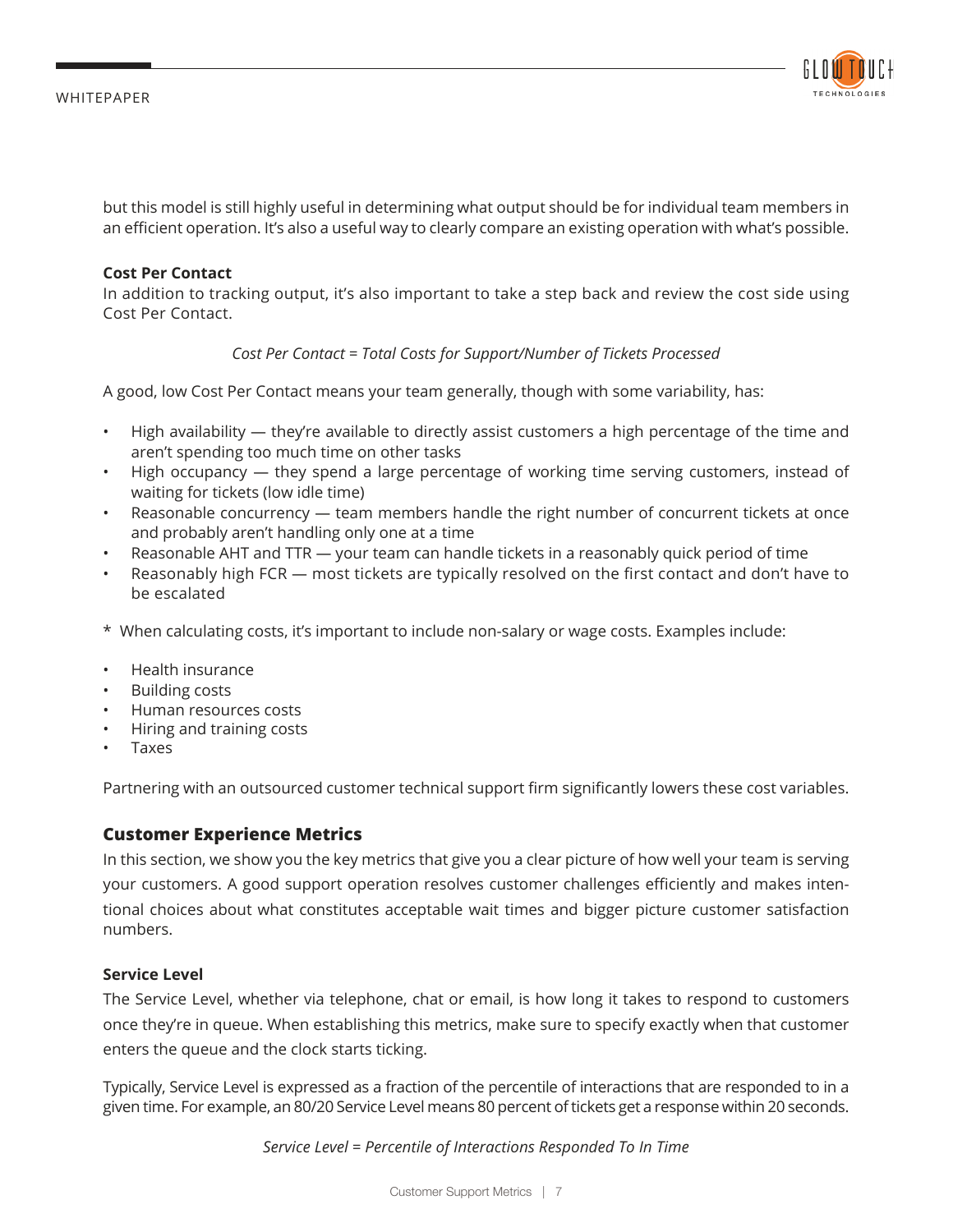but this model is still highly useful in determining what output should be for individual team members in an efficient operation. It's also a useful way to clearly compare an existing operation with what's possible.

**Cost Per Contact**

In addition to tracking output, it's also important to take a step back and review the cost side using Cost Per Contact.

*Cost Per Contact = Total Costs for Support/Number of Tickets Processed*

A good, low Cost Per Contact means your team generally, though with some variability, has:

- High availability — they're available to directly assist customers a high percentage of the time and aren't spending too much time on other tasks
- High occupancy — they spend a large percentage of working time serving customers, instead of waiting for tickets (low idle time)
- Reasonable concurrency — team members handle the right number of concurrent tickets at once and probably aren't handling only one at a time
- Reasonable AHT and TTR — your team can handle tickets in a reasonably quick period of time
- Reasonably high FCR — most tickets are typically resolved on the first contact and don't have to be escalated

\* When calculating costs, it's important to include non-salary or wage costs. Examples include:

- Health insurance
- Building costs
- Human resources costs
- Hiring and training costs
- Taxes

Partnering with an outsourced customer technical support firm significantly lowers these cost variables.

## Customer Experience Metrics

In this section, we show you the key metrics that give you a clear picture of how well your team is serving your customers. A good support operation resolves customer challenges efficiently and makes intentional choices about what constitutes acceptable wait times and bigger picture customer satisfaction numbers.

**Service Level**

The Service Level, whether via telephone, chat or email, is how long it takes to respond to customers once they're in queue. When establishing this metrics, make sure to specify exactly when that customer enters the queue and the clock starts ticking.

Typically, Service Level is expressed as a fraction of the percentile of interactions that are responded to in a given time. For example, an 80/20 Service Level means 80 percent of tickets get a response within 20 seconds.

*Service Level = Percentile of Interactions Responded To In Time*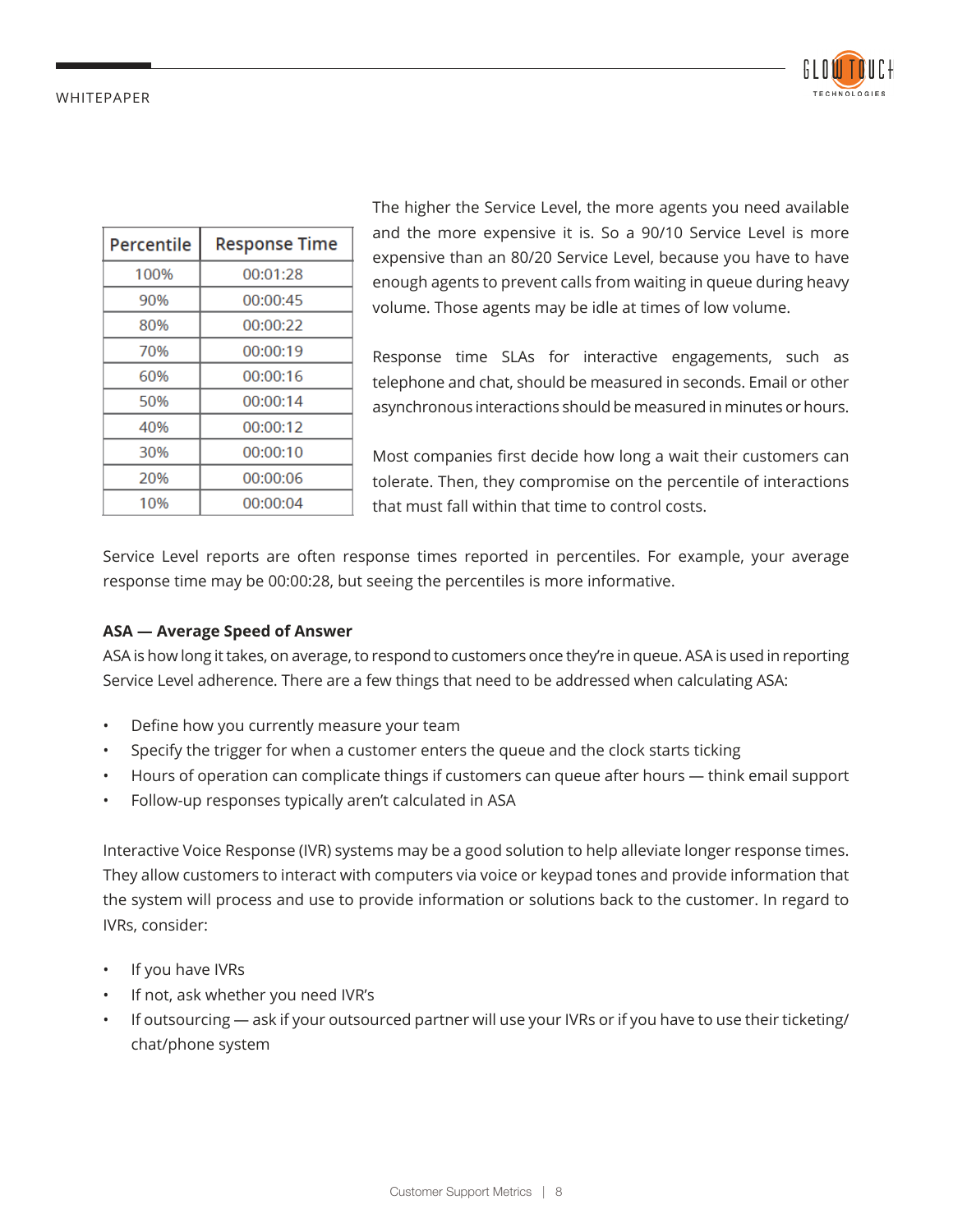| Percentile | Response Time |
|---|---|
| 100% | 00:01:28 |
| 90% | 00:00:45 |
| 80% | 00:00:22 |
| 70% | 00:00:19 |
| 60% | 00:00:16 |
| 50% | 00:00:14 |
| 40% | 00:00:12 |
| 30% | 00:00:10 |
| 20% | 00:00:06 |
| 10% | 00:00:04 |

The higher the Service Level, the more agents you need available and the more expensive it is. So a 90/10 Service Level is more expensive than an 80/20 Service Level, because you have to have enough agents to prevent calls from waiting in queue during heavy volume. Those agents may be idle at times of low volume.

Response time SLAs for interactive engagements, such as telephone and chat, should be measured in seconds. Email or other asynchronous interactions should be measured in minutes or hours.

Most companies first decide how long a wait their customers can tolerate. Then, they compromise on the percentile of interactions that must fall within that time to control costs.

Service Level reports are often response times reported in percentiles. For example, your average response time may be 00:00:28, but seeing the percentiles is more informative.

**ASA — Average Speed of Answer**

ASA is how long it takes, on average, to respond to customers once they're in queue. ASA is used in reporting Service Level adherence. There are a few things that need to be addressed when calculating ASA:

- Define how you currently measure your team
- Specify the trigger for when a customer enters the queue and the clock starts ticking
- Hours of operation can complicate things if customers can queue after hours — think email support
- Follow-up responses typically aren't calculated in ASA

Interactive Voice Response (IVR) systems may be a good solution to help alleviate longer response times. They allow customers to interact with computers via voice or keypad tones and provide information that the system will process and use to provide information or solutions back to the customer. In regard to IVRs, consider:

- If you have IVRs
- If not, ask whether you need IVR's
- If outsourcing — ask if your outsourced partner will use your IVRs or if you have to use their ticketing/chat/phone system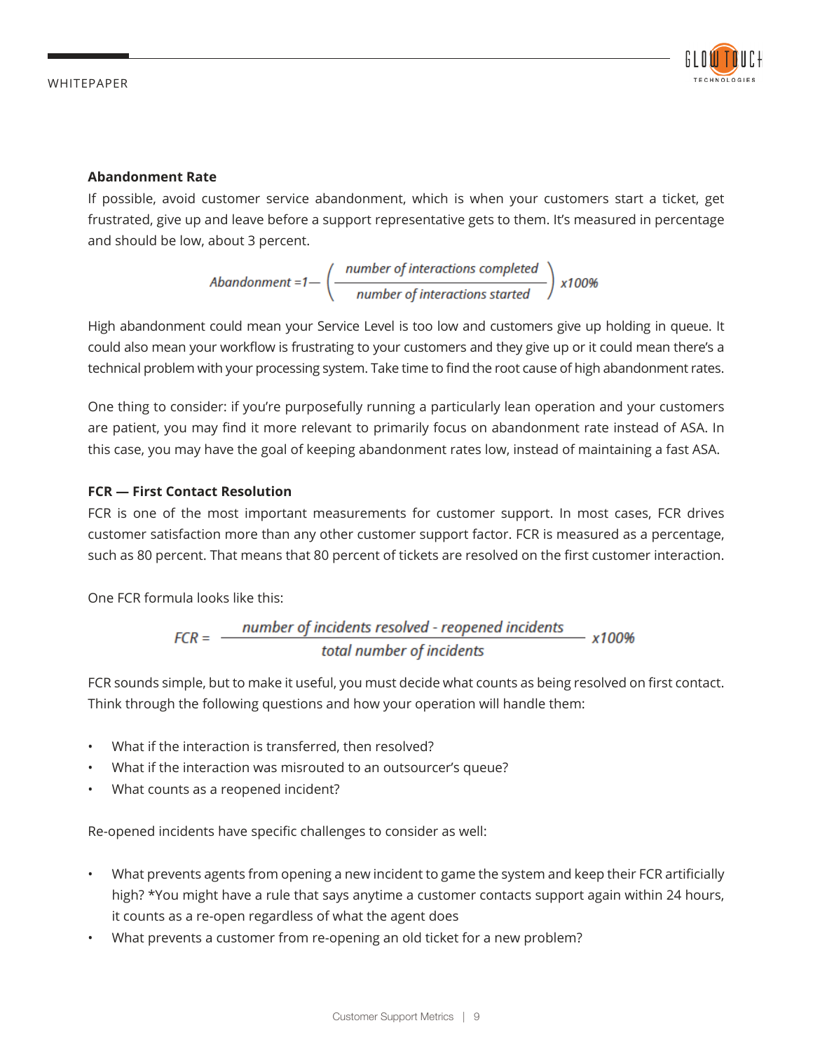### Abandonment Rate

If possible, avoid customer service abandonment, which is when your customers start a ticket, get frustrated, give up and leave before a support representative gets to them. It's measured in percentage and should be low, about 3 percent.

$$Abandonment = 1 - \left( \frac{\text{number of interactions completed}}{\text{number of interactions started}} \right) x100\%$$

High abandonment could mean your Service Level is too low and customers give up holding in queue. It could also mean your workflow is frustrating to your customers and they give up or it could mean there's a technical problem with your processing system. Take time to find the root cause of high abandonment rates.

One thing to consider: if you're purposefully running a particularly lean operation and your customers are patient, you may find it more relevant to primarily focus on abandonment rate instead of ASA. In this case, you may have the goal of keeping abandonment rates low, instead of maintaining a fast ASA.

### FCR — First Contact Resolution

FCR is one of the most important measurements for customer support. In most cases, FCR drives customer satisfaction more than any other customer support factor. FCR is measured as a percentage, such as 80 percent. That means that 80 percent of tickets are resolved on the first customer interaction.

One FCR formula looks like this:

$$FCR = \frac{\text{number of incidents resolved - reopened incidents}}{\text{total number of incidents}} x100\%$$

FCR sounds simple, but to make it useful, you must decide what counts as being resolved on first contact. Think through the following questions and how your operation will handle them:

- What if the interaction is transferred, then resolved?
- What if the interaction was misrouted to an outsourcer's queue?
- What counts as a reopened incident?

Re-opened incidents have specific challenges to consider as well:

- What prevents agents from opening a new incident to game the system and keep their FCR artificially high? *You might have a rule that says anytime a customer contacts support again within 24 hours, it counts as a re-open regardless of what the agent does
- What prevents a customer from re-opening an old ticket for a new problem?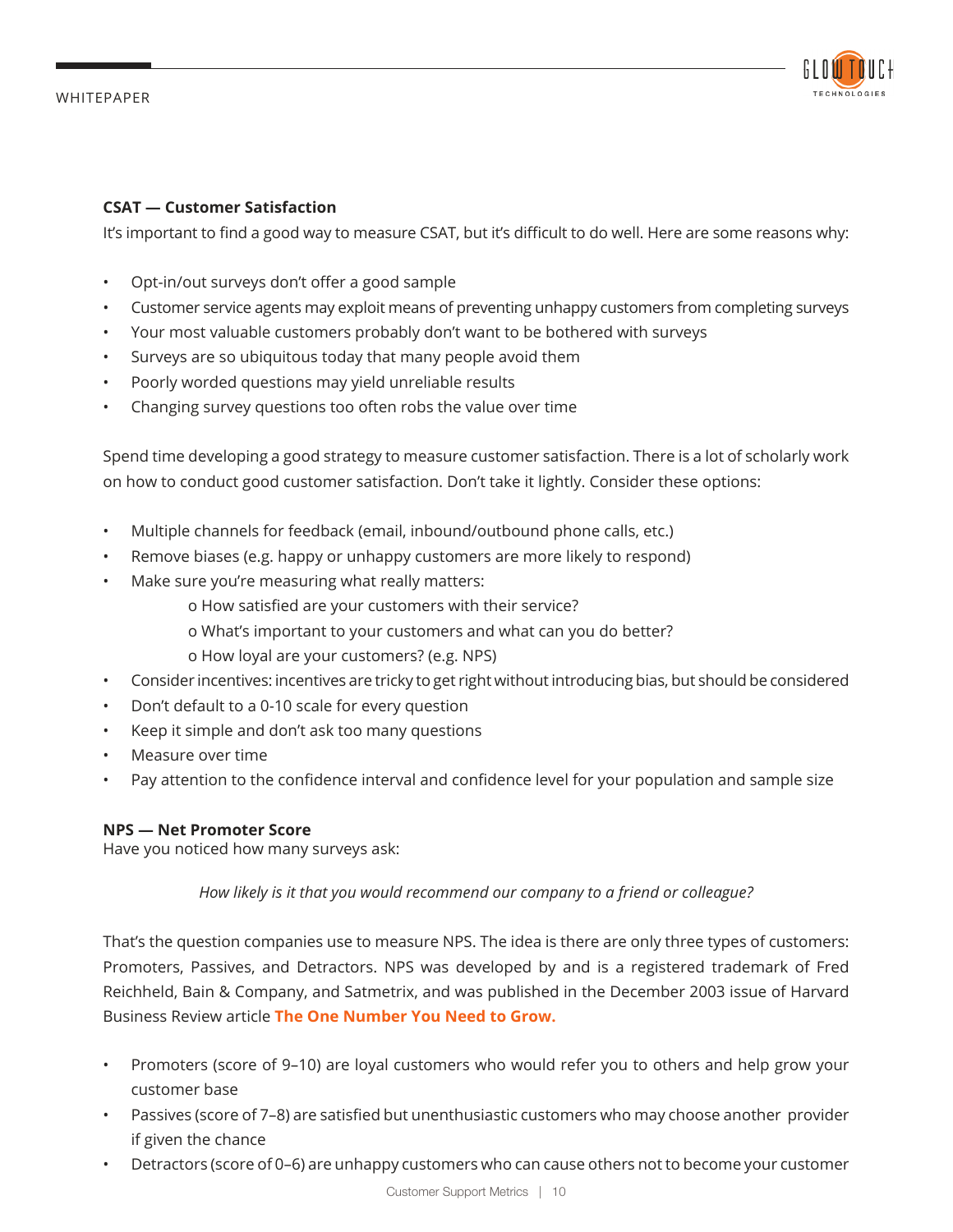**CSAT — Customer Satisfaction**

It's important to find a good way to measure CSAT, but it's difficult to do well. Here are some reasons why:

- Opt-in/out surveys don't offer a good sample
- Customer service agents may exploit means of preventing unhappy customers from completing surveys
- Your most valuable customers probably don't want to be bothered with surveys
- Surveys are so ubiquitous today that many people avoid them
- Poorly worded questions may yield unreliable results
- Changing survey questions too often robs the value over time

Spend time developing a good strategy to measure customer satisfaction. There is a lot of scholarly work on how to conduct good customer satisfaction. Don't take it lightly. Consider these options:

- Multiple channels for feedback (email, inbound/outbound phone calls, etc.)
- Remove biases (e.g. happy or unhappy customers are more likely to respond)
- Make sure you're measuring what really matters:
  - How satisfied are your customers with their service?
  - What's important to your customers and what can you do better?
  - How loyal are your customers? (e.g. NPS)
- Consider incentives: incentives are tricky to get right without introducing bias, but should be considered
- Don't default to a 0-10 scale for every question
- Keep it simple and don't ask too many questions
- Measure over time
- Pay attention to the confidence interval and confidence level for your population and sample size

**NPS — Net Promoter Score**

Have you noticed how many surveys ask:

*How likely is it that you would recommend our company to a friend or colleague?*

That's the question companies use to measure NPS. The idea is there are only three types of customers: Promoters, Passives, and Detractors. NPS was developed by and is a registered trademark of Fred Reichheld, Bain & Company, and Satmetrix, and was published in the December 2003 issue of Harvard Business Review article **The One Number You Need to Grow.**

- Promoters (score of 9–10) are loyal customers who would refer you to others and help grow your customer base
- Passives (score of 7–8) are satisfied but unenthusiastic customers who may choose another provider if given the chance
- Detractors (score of 0–6) are unhappy customers who can cause others not to become your customer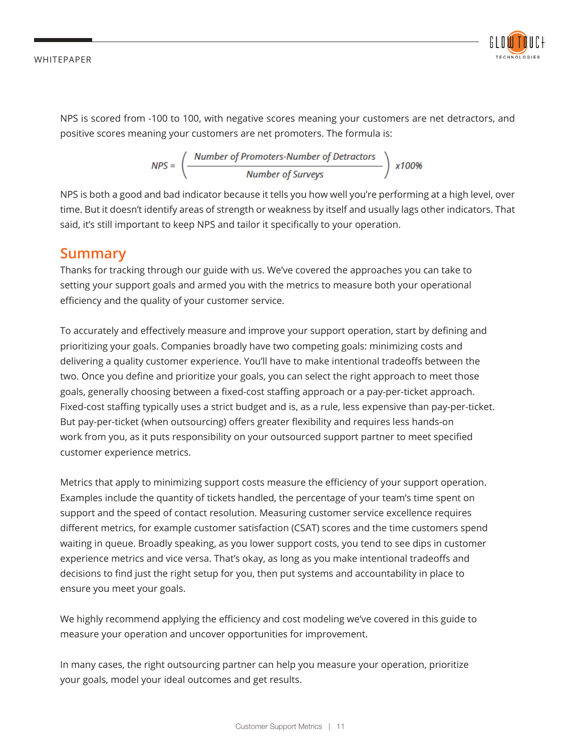NPS is scored from -100 to 100, with negative scores meaning your customers are net detractors, and positive scores meaning your customers are net promoters. The formula is:

$$NPS = \left( \frac{\text{Number of Promoters-Number of Detractors}}{\text{Number of Surveys}} \right) x100\%$$

NPS is both a good and bad indicator because it tells you how well you're performing at a high level, over time. But it doesn't identify areas of strength or weakness by itself and usually lags other indicators. That said, it's still important to keep NPS and tailor it specifically to your operation.

## Summary

Thanks for tracking through our guide with us. We've covered the approaches you can take to setting your support goals and armed you with the metrics to measure both your operational efficiency and the quality of your customer service.

To accurately and effectively measure and improve your support operation, start by defining and prioritizing your goals. Companies broadly have two competing goals: minimizing costs and delivering a quality customer experience. You'll have to make intentional tradeoffs between the two. Once you define and prioritize your goals, you can select the right approach to meet those goals, generally choosing between a fixed-cost staffing approach or a pay-per-ticket approach. Fixed-cost staffing typically uses a strict budget and is, as a rule, less expensive than pay-per-ticket. But pay-per-ticket (when outsourcing) offers greater flexibility and requires less hands-on work from you, as it puts responsibility on your outsourced support partner to meet specified customer experience metrics.

Metrics that apply to minimizing support costs measure the efficiency of your support operation. Examples include the quantity of tickets handled, the percentage of your team's time spent on support and the speed of contact resolution. Measuring customer service excellence requires different metrics, for example customer satisfaction (CSAT) scores and the time customers spend waiting in queue. Broadly speaking, as you lower support costs, you tend to see dips in customer experience metrics and vice versa. That's okay, as long as you make intentional tradeoffs and decisions to find just the right setup for you, then put systems and accountability in place to ensure you meet your goals.

We highly recommend applying the efficiency and cost modeling we've covered in this guide to measure your operation and uncover opportunities for improvement.

In many cases, the right outsourcing partner can help you measure your operation, prioritize your goals, model your ideal outcomes and get results.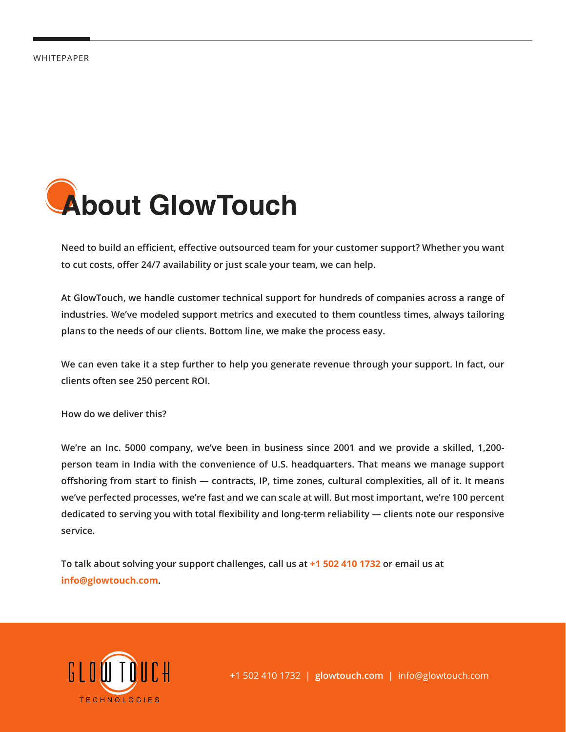# About GlowTouch

Need to build an efficient, effective outsourced team for your customer support? Whether you want to cut costs, offer 24/7 availability or just scale your team, we can help.

At GlowTouch, we handle customer technical support for hundreds of companies across a range of industries. We've modeled support metrics and executed to them countless times, always tailoring plans to the needs of our clients. Bottom line, we make the process easy.

We can even take it a step further to help you generate revenue through your support. In fact, our clients often see 250 percent ROI.

How do we deliver this?

We're an Inc. 5000 company, we've been in business since 2001 and we provide a skilled, 1,200-person team in India with the convenience of U.S. headquarters. That means we manage support offshoring from start to finish — contracts, IP, time zones, cultural complexities, all of it. It means we've perfected processes, we're fast and we can scale at will. But most important, we're 100 percent dedicated to serving you with total flexibility and long-term reliability — clients note our responsive service.

To talk about solving your support challenges, call us at **+1 502 410 1732** or email us at **info@glowtouch.com**.

GLOW TOUCH TECHNOLOGIES

+1 502 410 1732 | **glowtouch.com** | info@glowtouch.com